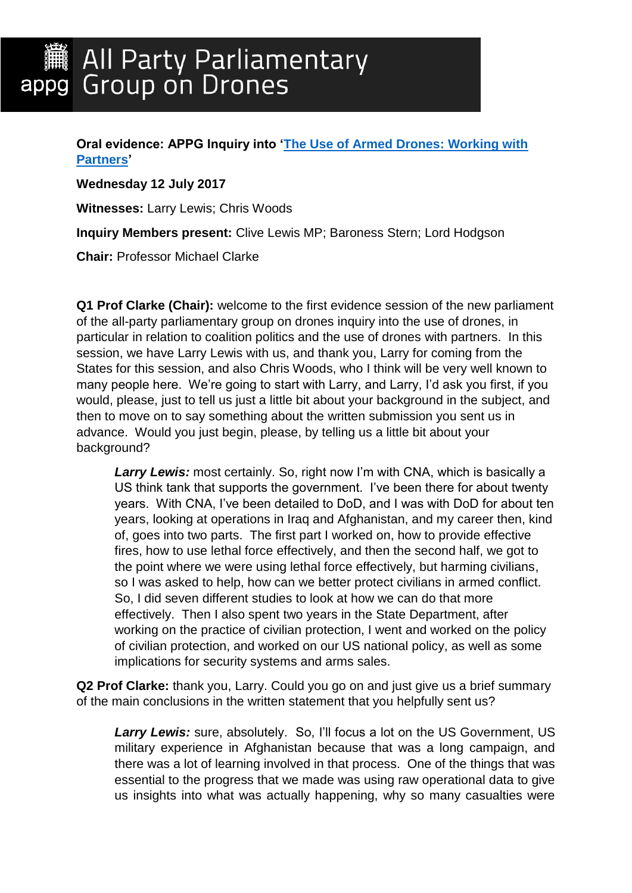# All Party Parliamentary Group on Drones

**Oral evidence: APPG Inquiry into '[The Use of Armed Drones: Working with Partners](#)'**

**Wednesday 12 July 2017**

**Witnesses:** Larry Lewis; Chris Woods

**Inquiry Members present:** Clive Lewis MP; Baroness Stern; Lord Hodgson

**Chair:** Professor Michael Clarke

**Q1 Prof Clarke (Chair):** welcome to the first evidence session of the new parliament of the all-party parliamentary group on drones inquiry into the use of drones, in particular in relation to coalition politics and the use of drones with partners. In this session, we have Larry Lewis with us, and thank you, Larry for coming from the States for this session, and also Chris Woods, who I think will be very well known to many people here. We're going to start with Larry, and Larry, I'd ask you first, if you would, please, just to tell us just a little bit about your background in the subject, and then to move on to say something about the written submission you sent us in advance. Would you just begin, please, by telling us a little bit about your background?

> ***Larry Lewis:*** most certainly. So, right now I'm with CNA, which is basically a US think tank that supports the government. I've been there for about twenty years. With CNA, I've been detailed to DoD, and I was with DoD for about ten years, looking at operations in Iraq and Afghanistan, and my career then, kind of, goes into two parts. The first part I worked on, how to provide effective fires, how to use lethal force effectively, and then the second half, we got to the point where we were using lethal force effectively, but harming civilians, so I was asked to help, how can we better protect civilians in armed conflict. So, I did seven different studies to look at how we can do that more effectively. Then I also spent two years in the State Department, after working on the practice of civilian protection, I went and worked on the policy of civilian protection, and worked on our US national policy, as well as some implications for security systems and arms sales.

**Q2 Prof Clarke:** thank you, Larry. Could you go on and just give us a brief summary of the main conclusions in the written statement that you helpfully sent us?

> ***Larry Lewis:*** sure, absolutely. So, I'll focus a lot on the US Government, US military experience in Afghanistan because that was a long campaign, and there was a lot of learning involved in that process. One of the things that was essential to the progress that we made was using raw operational data to give us insights into what was actually happening, why so many casualties were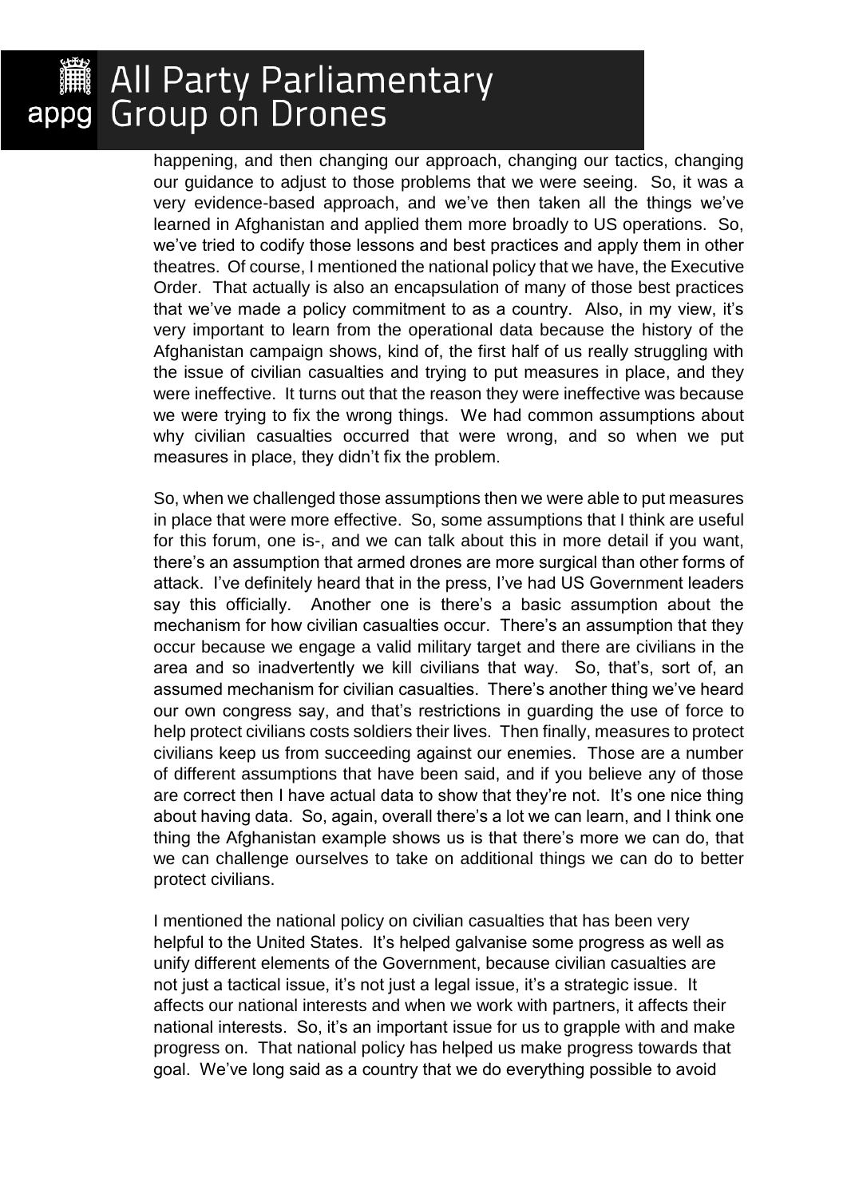happening, and then changing our approach, changing our tactics, changing our guidance to adjust to those problems that we were seeing. So, it was a very evidence-based approach, and we've then taken all the things we've learned in Afghanistan and applied them more broadly to US operations. So, we've tried to codify those lessons and best practices and apply them in other theatres. Of course, I mentioned the national policy that we have, the Executive Order. That actually is also an encapsulation of many of those best practices that we've made a policy commitment to as a country. Also, in my view, it's very important to learn from the operational data because the history of the Afghanistan campaign shows, kind of, the first half of us really struggling with the issue of civilian casualties and trying to put measures in place, and they were ineffective. It turns out that the reason they were ineffective was because we were trying to fix the wrong things. We had common assumptions about why civilian casualties occurred that were wrong, and so when we put measures in place, they didn't fix the problem.

So, when we challenged those assumptions then we were able to put measures in place that were more effective. So, some assumptions that I think are useful for this forum, one is-, and we can talk about this in more detail if you want, there's an assumption that armed drones are more surgical than other forms of attack. I've definitely heard that in the press, I've had US Government leaders say this officially. Another one is there's a basic assumption about the mechanism for how civilian casualties occur. There's an assumption that they occur because we engage a valid military target and there are civilians in the area and so inadvertently we kill civilians that way. So, that's, sort of, an assumed mechanism for civilian casualties. There's another thing we've heard our own congress say, and that's restrictions in guarding the use of force to help protect civilians costs soldiers their lives. Then finally, measures to protect civilians keep us from succeeding against our enemies. Those are a number of different assumptions that have been said, and if you believe any of those are correct then I have actual data to show that they're not. It's one nice thing about having data. So, again, overall there's a lot we can learn, and I think one thing the Afghanistan example shows us is that there's more we can do, that we can challenge ourselves to take on additional things we can do to better protect civilians.

I mentioned the national policy on civilian casualties that has been very helpful to the United States. It's helped galvanise some progress as well as unify different elements of the Government, because civilian casualties are not just a tactical issue, it's not just a legal issue, it's a strategic issue. It affects our national interests and when we work with partners, it affects their national interests. So, it's an important issue for us to grapple with and make progress on. That national policy has helped us make progress towards that goal. We've long said as a country that we do everything possible to avoid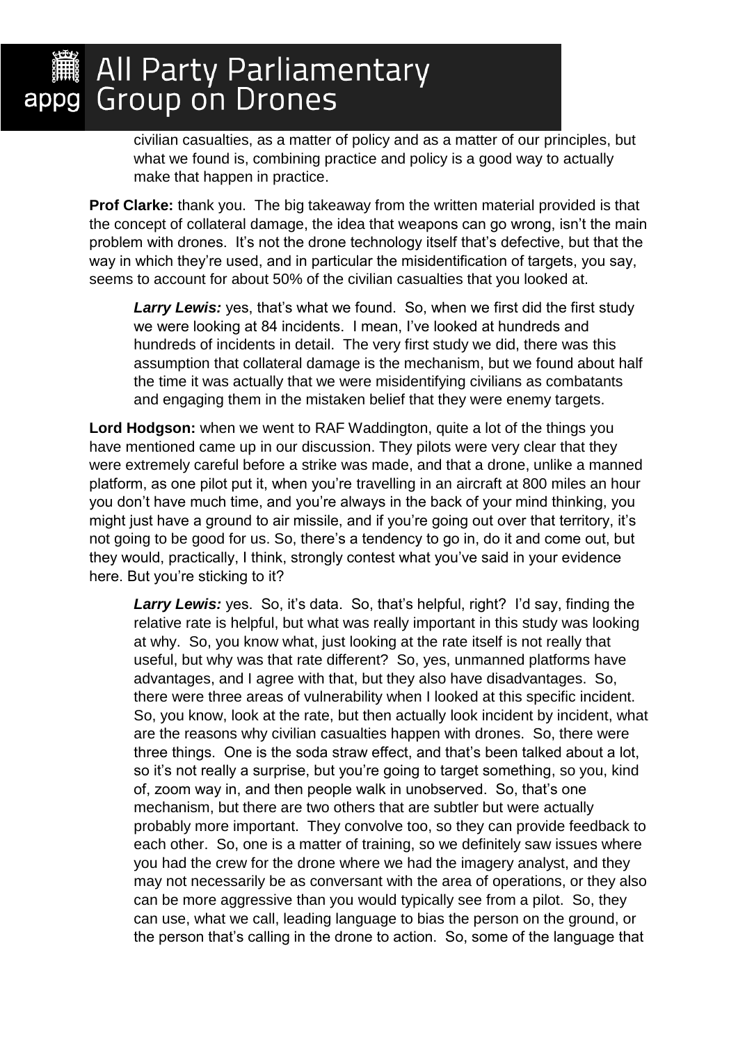civilian casualties, as a matter of policy and as a matter of our principles, but what we found is, combining practice and policy is a good way to actually make that happen in practice.

**Prof Clarke:** thank you. The big takeaway from the written material provided is that the concept of collateral damage, the idea that weapons can go wrong, isn't the main problem with drones. It's not the drone technology itself that's defective, but that the way in which they're used, and in particular the misidentification of targets, you say, seems to account for about 50% of the civilian casualties that you looked at.

> ***Larry Lewis:*** yes, that's what we found. So, when we first did the first study we were looking at 84 incidents. I mean, I've looked at hundreds and hundreds of incidents in detail. The very first study we did, there was this assumption that collateral damage is the mechanism, but we found about half the time it was actually that we were misidentifying civilians as combatants and engaging them in the mistaken belief that they were enemy targets.

**Lord Hodgson:** when we went to RAF Waddington, quite a lot of the things you have mentioned came up in our discussion. They pilots were very clear that they were extremely careful before a strike was made, and that a drone, unlike a manned platform, as one pilot put it, when you're travelling in an aircraft at 800 miles an hour you don't have much time, and you're always in the back of your mind thinking, you might just have a ground to air missile, and if you're going out over that territory, it's not going to be good for us. So, there's a tendency to go in, do it and come out, but they would, practically, I think, strongly contest what you've said in your evidence here. But you're sticking to it?

> ***Larry Lewis:*** yes. So, it's data. So, that's helpful, right? I'd say, finding the relative rate is helpful, but what was really important in this study was looking at why. So, you know what, just looking at the rate itself is not really that useful, but why was that rate different? So, yes, unmanned platforms have advantages, and I agree with that, but they also have disadvantages. So, there were three areas of vulnerability when I looked at this specific incident. So, you know, look at the rate, but then actually look incident by incident, what are the reasons why civilian casualties happen with drones. So, there were three things. One is the soda straw effect, and that's been talked about a lot, so it's not really a surprise, but you're going to target something, so you, kind of, zoom way in, and then people walk in unobserved. So, that's one mechanism, but there are two others that are subtler but were actually probably more important. They convolve too, so they can provide feedback to each other. So, one is a matter of training, so we definitely saw issues where you had the crew for the drone where we had the imagery analyst, and they may not necessarily be as conversant with the area of operations, or they also can be more aggressive than you would typically see from a pilot. So, they can use, what we call, leading language to bias the person on the ground, or the person that's calling in the drone to action. So, some of the language that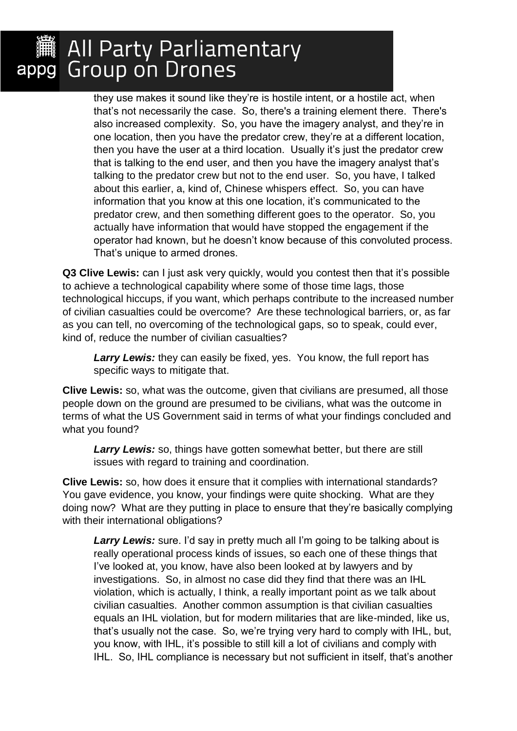they use makes it sound like they're is hostile intent, or a hostile act, when that's not necessarily the case. So, there's a training element there. There's also increased complexity. So, you have the imagery analyst, and they're in one location, then you have the predator crew, they're at a different location, then you have the user at a third location. Usually it's just the predator crew that is talking to the end user, and then you have the imagery analyst that's talking to the predator crew but not to the end user. So, you have, I talked about this earlier, a, kind of, Chinese whispers effect. So, you can have information that you know at this one location, it's communicated to the predator crew, and then something different goes to the operator. So, you actually have information that would have stopped the engagement if the operator had known, but he doesn't know because of this convoluted process. That's unique to armed drones.

**Q3 Clive Lewis:** can I just ask very quickly, would you contest then that it's possible to achieve a technological capability where some of those time lags, those technological hiccups, if you want, which perhaps contribute to the increased number of civilian casualties could be overcome? Are these technological barriers, or, as far as you can tell, no overcoming of the technological gaps, so to speak, could ever, kind of, reduce the number of civilian casualties?

> ***Larry Lewis:*** they can easily be fixed, yes. You know, the full report has specific ways to mitigate that.

**Clive Lewis:** so, what was the outcome, given that civilians are presumed, all those people down on the ground are presumed to be civilians, what was the outcome in terms of what the US Government said in terms of what your findings concluded and what you found?

> ***Larry Lewis:*** so, things have gotten somewhat better, but there are still issues with regard to training and coordination.

**Clive Lewis:** so, how does it ensure that it complies with international standards? You gave evidence, you know, your findings were quite shocking. What are they doing now? What are they putting in place to ensure that they're basically complying with their international obligations?

> ***Larry Lewis:*** sure. I'd say in pretty much all I'm going to be talking about is really operational process kinds of issues, so each one of these things that I've looked at, you know, have also been looked at by lawyers and by investigations. So, in almost no case did they find that there was an IHL violation, which is actually, I think, a really important point as we talk about civilian casualties. Another common assumption is that civilian casualties equals an IHL violation, but for modern militaries that are like-minded, like us, that's usually not the case. So, we're trying very hard to comply with IHL, but, you know, with IHL, it's possible to still kill a lot of civilians and comply with IHL. So, IHL compliance is necessary but not sufficient in itself, that's another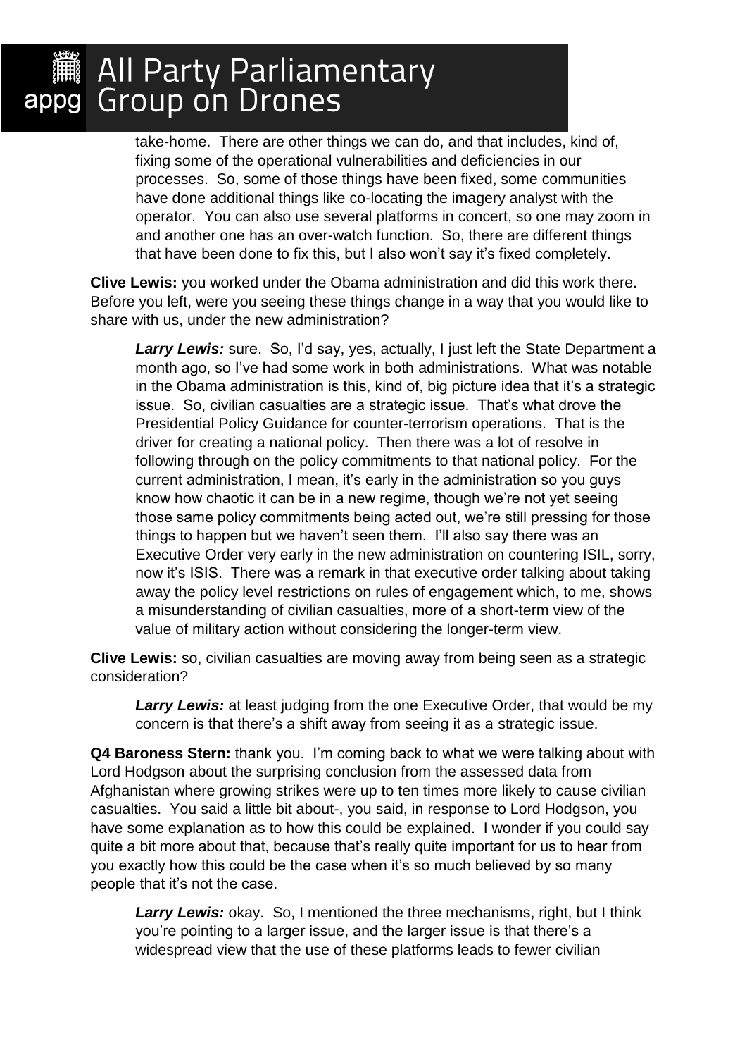take-home. There are other things we can do, and that includes, kind of, fixing some of the operational vulnerabilities and deficiencies in our processes. So, some of those things have been fixed, some communities have done additional things like co-locating the imagery analyst with the operator. You can also use several platforms in concert, so one may zoom in and another one has an over-watch function. So, there are different things that have been done to fix this, but I also won't say it's fixed completely.

**Clive Lewis:** you worked under the Obama administration and did this work there. Before you left, were you seeing these things change in a way that you would like to share with us, under the new administration?

> ***Larry Lewis:*** sure. So, I'd say, yes, actually, I just left the State Department a month ago, so I've had some work in both administrations. What was notable in the Obama administration is this, kind of, big picture idea that it's a strategic issue. So, civilian casualties are a strategic issue. That's what drove the Presidential Policy Guidance for counter-terrorism operations. That is the driver for creating a national policy. Then there was a lot of resolve in following through on the policy commitments to that national policy. For the current administration, I mean, it's early in the administration so you guys know how chaotic it can be in a new regime, though we're not yet seeing those same policy commitments being acted out, we're still pressing for those things to happen but we haven't seen them. I'll also say there was an Executive Order very early in the new administration on countering ISIL, sorry, now it's ISIS. There was a remark in that executive order talking about taking away the policy level restrictions on rules of engagement which, to me, shows a misunderstanding of civilian casualties, more of a short-term view of the value of military action without considering the longer-term view.

**Clive Lewis:** so, civilian casualties are moving away from being seen as a strategic consideration?

> ***Larry Lewis:*** at least judging from the one Executive Order, that would be my concern is that there's a shift away from seeing it as a strategic issue.

**Q4 Baroness Stern:** thank you. I'm coming back to what we were talking about with Lord Hodgson about the surprising conclusion from the assessed data from Afghanistan where growing strikes were up to ten times more likely to cause civilian casualties. You said a little bit about-, you said, in response to Lord Hodgson, you have some explanation as to how this could be explained. I wonder if you could say quite a bit more about that, because that's really quite important for us to hear from you exactly how this could be the case when it's so much believed by so many people that it's not the case.

> ***Larry Lewis:*** okay. So, I mentioned the three mechanisms, right, but I think you're pointing to a larger issue, and the larger issue is that there's a widespread view that the use of these platforms leads to fewer civilian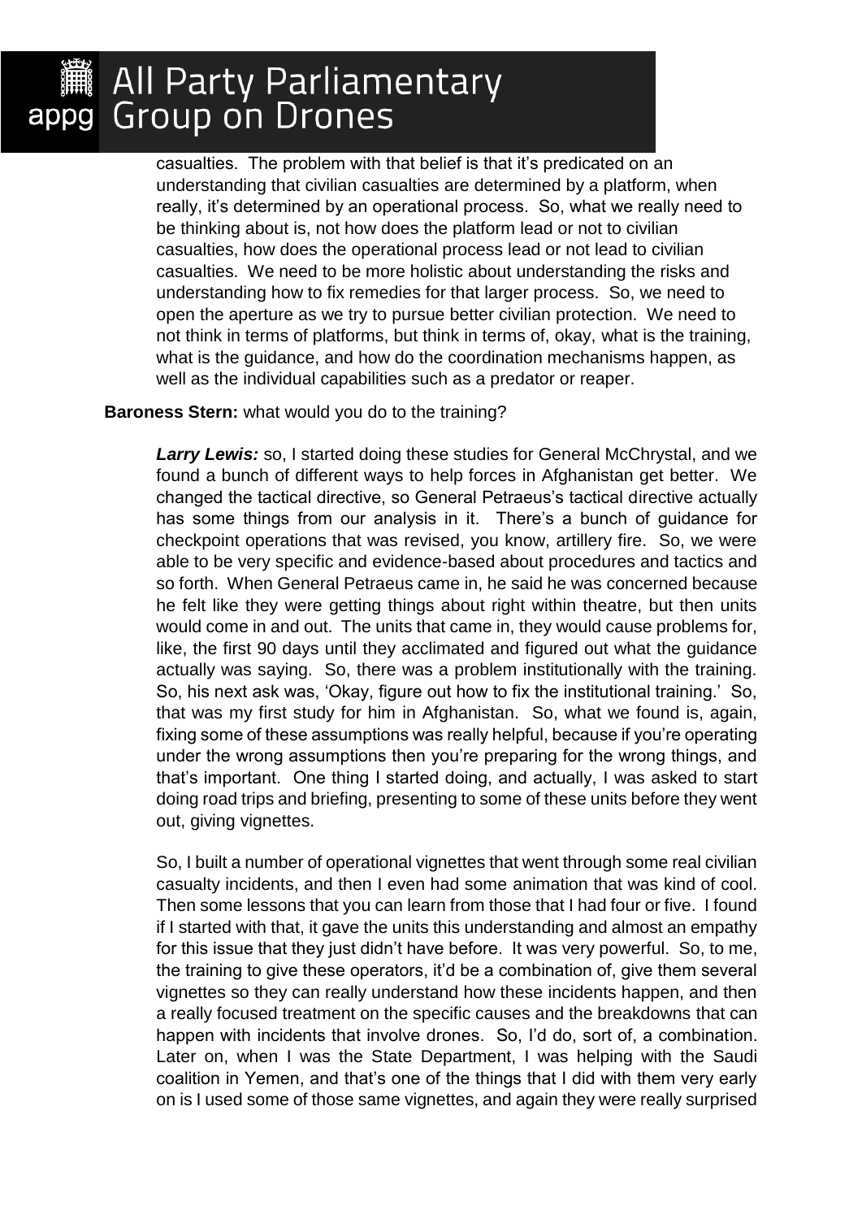casualties. The problem with that belief is that it's predicated on an understanding that civilian casualties are determined by a platform, when really, it's determined by an operational process. So, what we really need to be thinking about is, not how does the platform lead or not to civilian casualties, how does the operational process lead or not lead to civilian casualties. We need to be more holistic about understanding the risks and understanding how to fix remedies for that larger process. So, we need to open the aperture as we try to pursue better civilian protection. We need to not think in terms of platforms, but think in terms of, okay, what is the training, what is the guidance, and how do the coordination mechanisms happen, as well as the individual capabilities such as a predator or reaper.

**Baroness Stern:** what would you do to the training?

***Larry Lewis:*** so, I started doing these studies for General McChrystal, and we found a bunch of different ways to help forces in Afghanistan get better. We changed the tactical directive, so General Petraeus's tactical directive actually has some things from our analysis in it. There's a bunch of guidance for checkpoint operations that was revised, you know, artillery fire. So, we were able to be very specific and evidence-based about procedures and tactics and so forth. When General Petraeus came in, he said he was concerned because he felt like they were getting things about right within theatre, but then units would come in and out. The units that came in, they would cause problems for, like, the first 90 days until they acclimated and figured out what the guidance actually was saying. So, there was a problem institutionally with the training. So, his next ask was, 'Okay, figure out how to fix the institutional training.' So, that was my first study for him in Afghanistan. So, what we found is, again, fixing some of these assumptions was really helpful, because if you're operating under the wrong assumptions then you're preparing for the wrong things, and that's important. One thing I started doing, and actually, I was asked to start doing road trips and briefing, presenting to some of these units before they went out, giving vignettes.

So, I built a number of operational vignettes that went through some real civilian casualty incidents, and then I even had some animation that was kind of cool. Then some lessons that you can learn from those that I had four or five. I found if I started with that, it gave the units this understanding and almost an empathy for this issue that they just didn't have before. It was very powerful. So, to me, the training to give these operators, it'd be a combination of, give them several vignettes so they can really understand how these incidents happen, and then a really focused treatment on the specific causes and the breakdowns that can happen with incidents that involve drones. So, I'd do, sort of, a combination. Later on, when I was the State Department, I was helping with the Saudi coalition in Yemen, and that's one of the things that I did with them very early on is I used some of those same vignettes, and again they were really surprised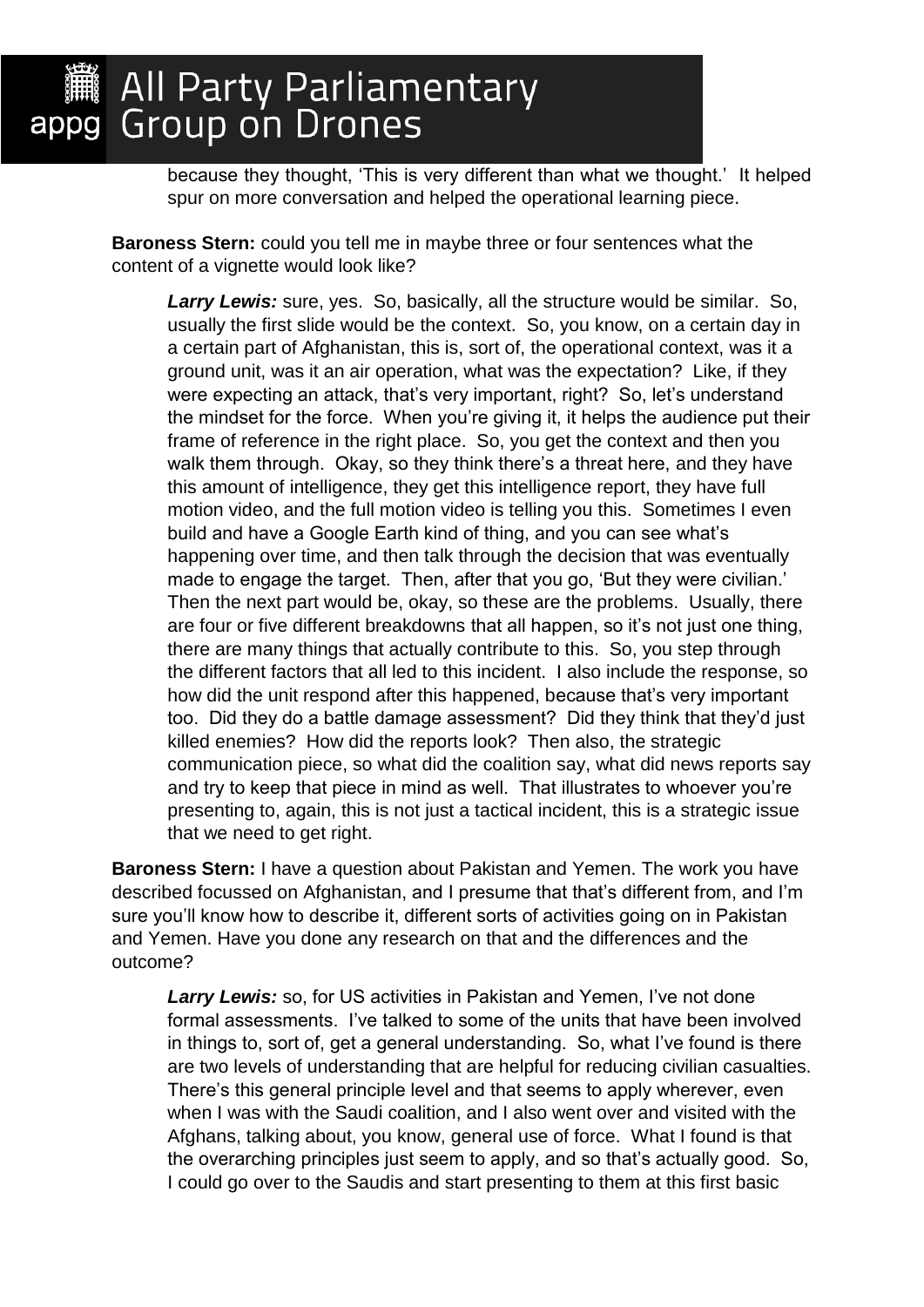because they thought, 'This is very different than what we thought.' It helped spur on more conversation and helped the operational learning piece.

**Baroness Stern:** could you tell me in maybe three or four sentences what the content of a vignette would look like?

> ***Larry Lewis:*** sure, yes. So, basically, all the structure would be similar. So, usually the first slide would be the context. So, you know, on a certain day in a certain part of Afghanistan, this is, sort of, the operational context, was it a ground unit, was it an air operation, what was the expectation? Like, if they were expecting an attack, that's very important, right? So, let's understand the mindset for the force. When you're giving it, it helps the audience put their frame of reference in the right place. So, you get the context and then you walk them through. Okay, so they think there's a threat here, and they have this amount of intelligence, they get this intelligence report, they have full motion video, and the full motion video is telling you this. Sometimes I even build and have a Google Earth kind of thing, and you can see what's happening over time, and then talk through the decision that was eventually made to engage the target. Then, after that you go, 'But they were civilian.' Then the next part would be, okay, so these are the problems. Usually, there are four or five different breakdowns that all happen, so it's not just one thing, there are many things that actually contribute to this. So, you step through the different factors that all led to this incident. I also include the response, so how did the unit respond after this happened, because that's very important too. Did they do a battle damage assessment? Did they think that they'd just killed enemies? How did the reports look? Then also, the strategic communication piece, so what did the coalition say, what did news reports say and try to keep that piece in mind as well. That illustrates to whoever you're presenting to, again, this is not just a tactical incident, this is a strategic issue that we need to get right.

**Baroness Stern:** I have a question about Pakistan and Yemen. The work you have described focussed on Afghanistan, and I presume that that's different from, and I'm sure you'll know how to describe it, different sorts of activities going on in Pakistan and Yemen. Have you done any research on that and the differences and the outcome?

> ***Larry Lewis:*** so, for US activities in Pakistan and Yemen, I've not done formal assessments. I've talked to some of the units that have been involved in things to, sort of, get a general understanding. So, what I've found is there are two levels of understanding that are helpful for reducing civilian casualties. There's this general principle level and that seems to apply wherever, even when I was with the Saudi coalition, and I also went over and visited with the Afghans, talking about, you know, general use of force. What I found is that the overarching principles just seem to apply, and so that's actually good. So, I could go over to the Saudis and start presenting to them at this first basic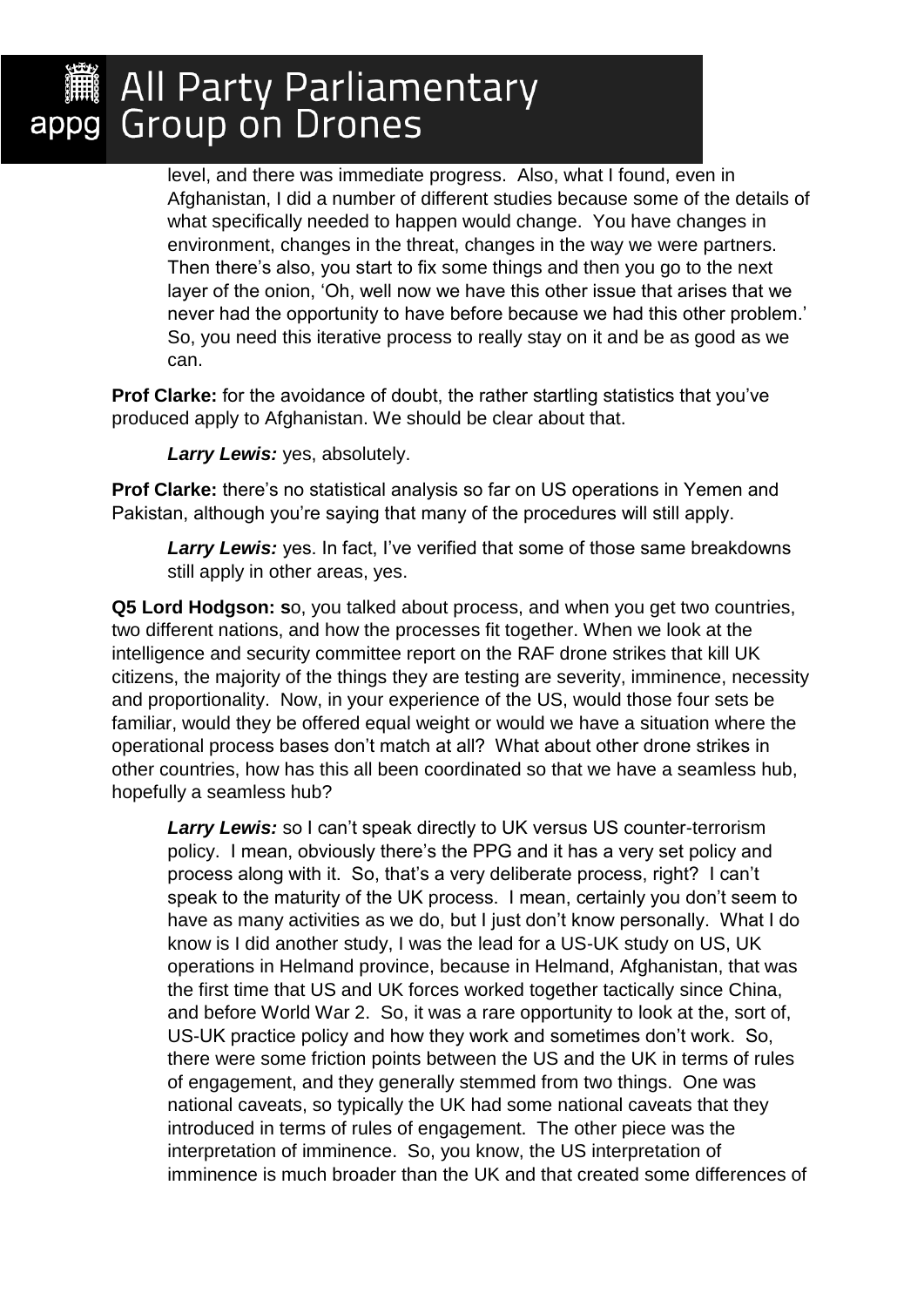level, and there was immediate progress. Also, what I found, even in Afghanistan, I did a number of different studies because some of the details of what specifically needed to happen would change. You have changes in environment, changes in the threat, changes in the way we were partners. Then there's also, you start to fix some things and then you go to the next layer of the onion, 'Oh, well now we have this other issue that arises that we never had the opportunity to have before because we had this other problem.' So, you need this iterative process to really stay on it and be as good as we can.

**Prof Clarke:** for the avoidance of doubt, the rather startling statistics that you've produced apply to Afghanistan. We should be clear about that.

***Larry Lewis:*** yes, absolutely.

**Prof Clarke:** there's no statistical analysis so far on US operations in Yemen and Pakistan, although you're saying that many of the procedures will still apply.

***Larry Lewis:*** yes. In fact, I've verified that some of those same breakdowns still apply in other areas, yes.

**Q5 Lord Hodgson: s**o, you talked about process, and when you get two countries, two different nations, and how the processes fit together. When we look at the intelligence and security committee report on the RAF drone strikes that kill UK citizens, the majority of the things they are testing are severity, imminence, necessity and proportionality. Now, in your experience of the US, would those four sets be familiar, would they be offered equal weight or would we have a situation where the operational process bases don't match at all? What about other drone strikes in other countries, how has this all been coordinated so that we have a seamless hub, hopefully a seamless hub?

***Larry Lewis:*** so I can't speak directly to UK versus US counter-terrorism policy. I mean, obviously there's the PPG and it has a very set policy and process along with it. So, that's a very deliberate process, right? I can't speak to the maturity of the UK process. I mean, certainly you don't seem to have as many activities as we do, but I just don't know personally. What I do know is I did another study, I was the lead for a US-UK study on US, UK operations in Helmand province, because in Helmand, Afghanistan, that was the first time that US and UK forces worked together tactically since China, and before World War 2. So, it was a rare opportunity to look at the, sort of, US-UK practice policy and how they work and sometimes don't work. So, there were some friction points between the US and the UK in terms of rules of engagement, and they generally stemmed from two things. One was national caveats, so typically the UK had some national caveats that they introduced in terms of rules of engagement. The other piece was the interpretation of imminence. So, you know, the US interpretation of imminence is much broader than the UK and that created some differences of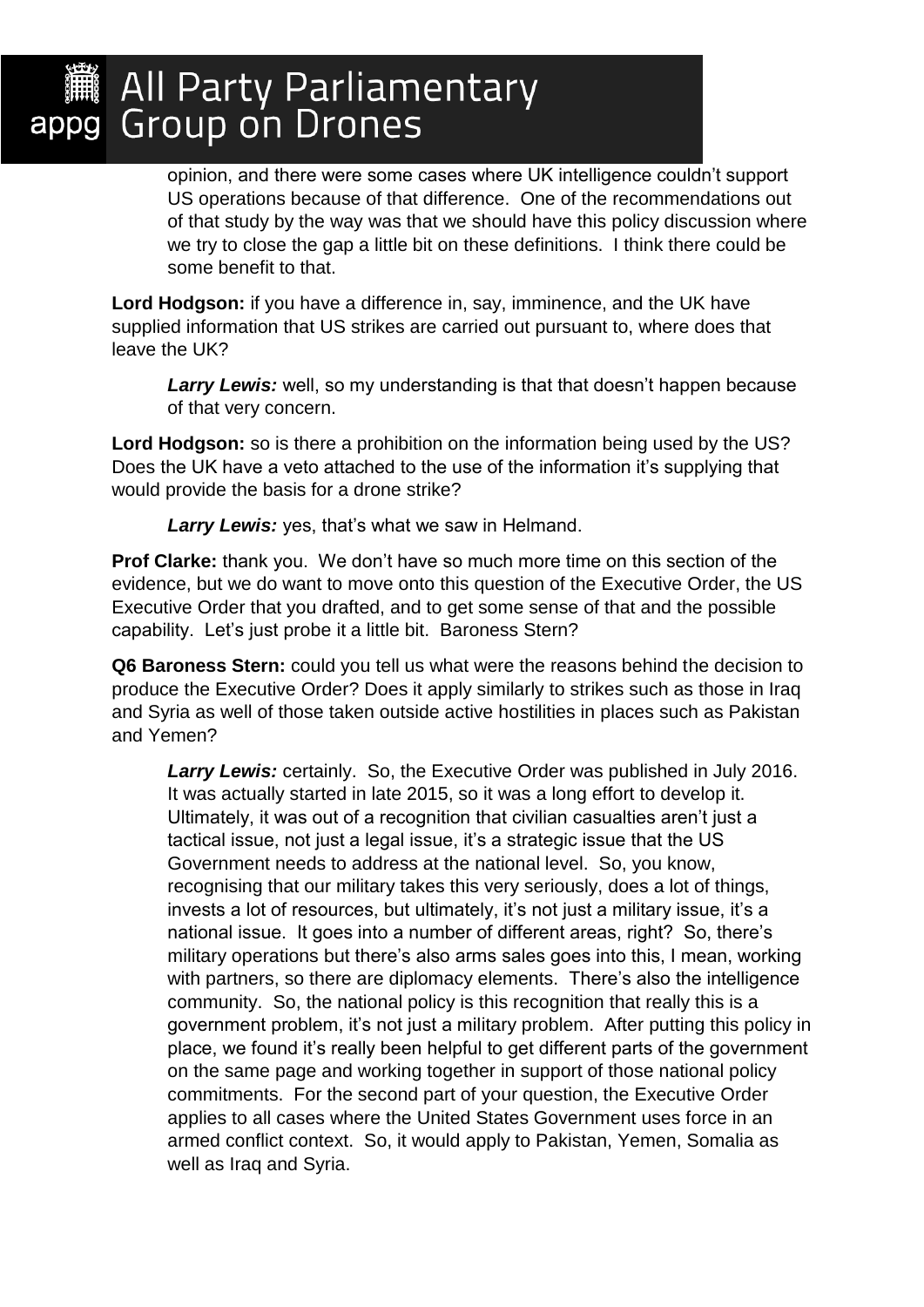opinion, and there were some cases where UK intelligence couldn't support US operations because of that difference. One of the recommendations out of that study by the way was that we should have this policy discussion where we try to close the gap a little bit on these definitions. I think there could be some benefit to that.

**Lord Hodgson:** if you have a difference in, say, imminence, and the UK have supplied information that US strikes are carried out pursuant to, where does that leave the UK?

> ***Larry Lewis:*** well, so my understanding is that that doesn't happen because of that very concern.

**Lord Hodgson:** so is there a prohibition on the information being used by the US? Does the UK have a veto attached to the use of the information it's supplying that would provide the basis for a drone strike?

> ***Larry Lewis:*** yes, that's what we saw in Helmand.

**Prof Clarke:** thank you. We don't have so much more time on this section of the evidence, but we do want to move onto this question of the Executive Order, the US Executive Order that you drafted, and to get some sense of that and the possible capability. Let's just probe it a little bit. Baroness Stern?

**Q6 Baroness Stern:** could you tell us what were the reasons behind the decision to produce the Executive Order? Does it apply similarly to strikes such as those in Iraq and Syria as well of those taken outside active hostilities in places such as Pakistan and Yemen?

> ***Larry Lewis:*** certainly. So, the Executive Order was published in July 2016. It was actually started in late 2015, so it was a long effort to develop it. Ultimately, it was out of a recognition that civilian casualties aren't just a tactical issue, not just a legal issue, it's a strategic issue that the US Government needs to address at the national level. So, you know, recognising that our military takes this very seriously, does a lot of things, invests a lot of resources, but ultimately, it's not just a military issue, it's a national issue. It goes into a number of different areas, right? So, there's military operations but there's also arms sales goes into this, I mean, working with partners, so there are diplomacy elements. There's also the intelligence community. So, the national policy is this recognition that really this is a government problem, it's not just a military problem. After putting this policy in place, we found it's really been helpful to get different parts of the government on the same page and working together in support of those national policy commitments. For the second part of your question, the Executive Order applies to all cases where the United States Government uses force in an armed conflict context. So, it would apply to Pakistan, Yemen, Somalia as well as Iraq and Syria.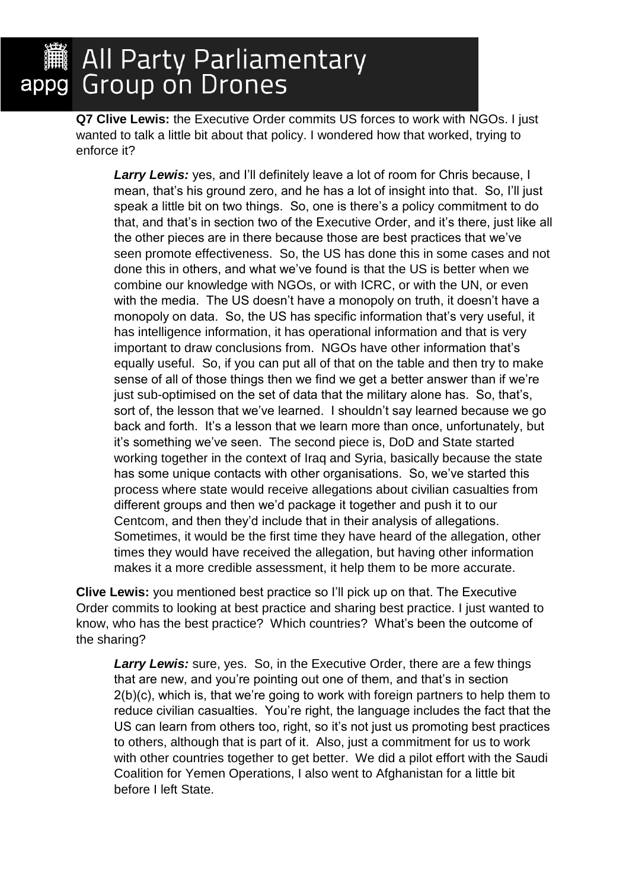**Q7 Clive Lewis:** the Executive Order commits US forces to work with NGOs. I just wanted to talk a little bit about that policy. I wondered how that worked, trying to enforce it?

> ***Larry Lewis:*** yes, and I'll definitely leave a lot of room for Chris because, I mean, that's his ground zero, and he has a lot of insight into that. So, I'll just speak a little bit on two things. So, one is there's a policy commitment to do that, and that's in section two of the Executive Order, and it's there, just like all the other pieces are in there because those are best practices that we've seen promote effectiveness. So, the US has done this in some cases and not done this in others, and what we've found is that the US is better when we combine our knowledge with NGOs, or with ICRC, or with the UN, or even with the media. The US doesn't have a monopoly on truth, it doesn't have a monopoly on data. So, the US has specific information that's very useful, it has intelligence information, it has operational information and that is very important to draw conclusions from. NGOs have other information that's equally useful. So, if you can put all of that on the table and then try to make sense of all of those things then we find we get a better answer than if we're just sub-optimised on the set of data that the military alone has. So, that's, sort of, the lesson that we've learned. I shouldn't say learned because we go back and forth. It's a lesson that we learn more than once, unfortunately, but it's something we've seen. The second piece is, DoD and State started working together in the context of Iraq and Syria, basically because the state has some unique contacts with other organisations. So, we've started this process where state would receive allegations about civilian casualties from different groups and then we'd package it together and push it to our Centcom, and then they'd include that in their analysis of allegations. Sometimes, it would be the first time they have heard of the allegation, other times they would have received the allegation, but having other information makes it a more credible assessment, it help them to be more accurate.

**Clive Lewis:** you mentioned best practice so I'll pick up on that. The Executive Order commits to looking at best practice and sharing best practice. I just wanted to know, who has the best practice? Which countries? What's been the outcome of the sharing?

> ***Larry Lewis:*** sure, yes. So, in the Executive Order, there are a few things that are new, and you're pointing out one of them, and that's in section 2(b)(c), which is, that we're going to work with foreign partners to help them to reduce civilian casualties. You're right, the language includes the fact that the US can learn from others too, right, so it's not just us promoting best practices to others, although that is part of it. Also, just a commitment for us to work with other countries together to get better. We did a pilot effort with the Saudi Coalition for Yemen Operations, I also went to Afghanistan for a little bit before I left State.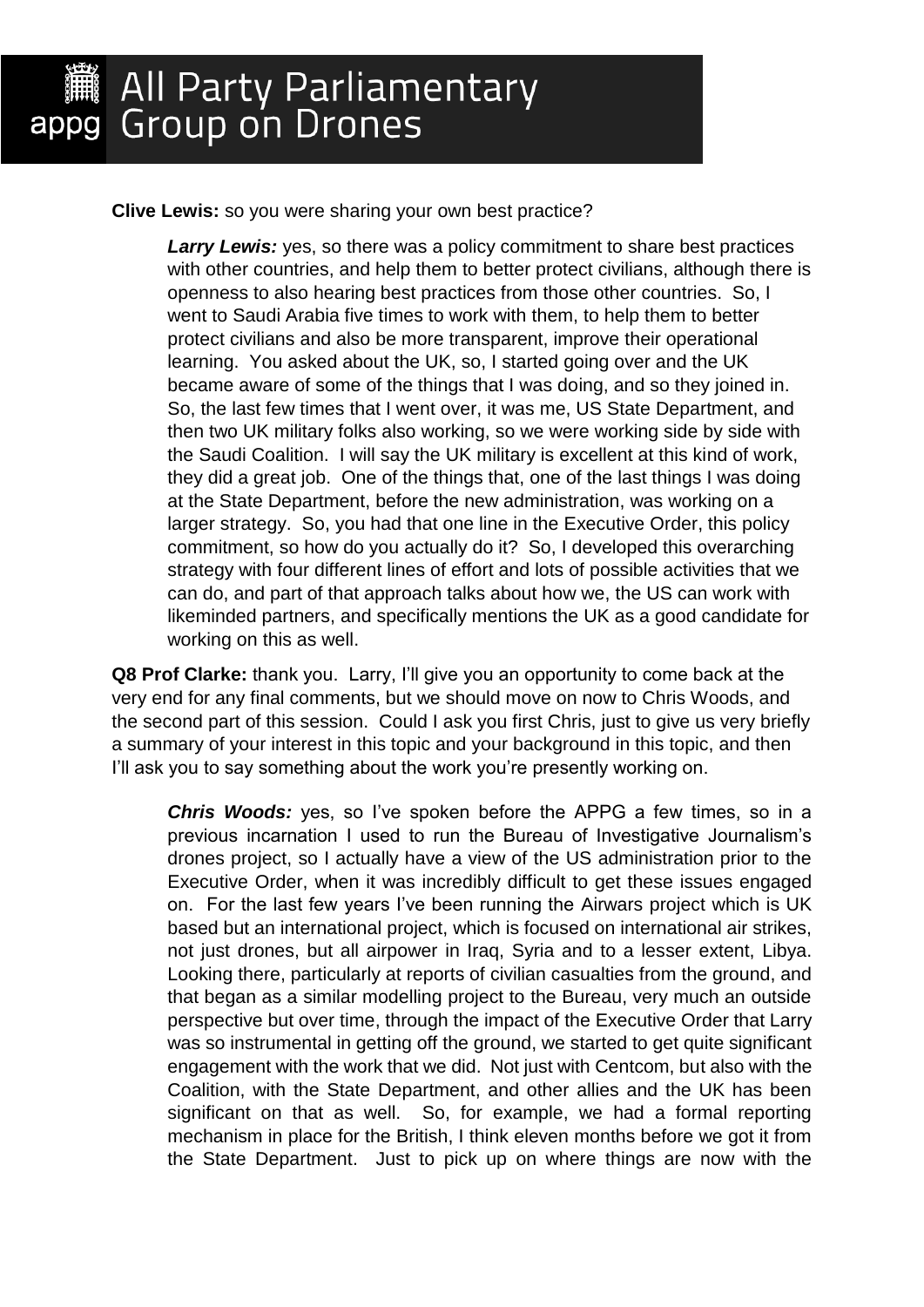**Clive Lewis:** so you were sharing your own best practice?

> ***Larry Lewis:*** yes, so there was a policy commitment to share best practices with other countries, and help them to better protect civilians, although there is openness to also hearing best practices from those other countries. So, I went to Saudi Arabia five times to work with them, to help them to better protect civilians and also be more transparent, improve their operational learning. You asked about the UK, so, I started going over and the UK became aware of some of the things that I was doing, and so they joined in. So, the last few times that I went over, it was me, US State Department, and then two UK military folks also working, so we were working side by side with the Saudi Coalition. I will say the UK military is excellent at this kind of work, they did a great job. One of the things that, one of the last things I was doing at the State Department, before the new administration, was working on a larger strategy. So, you had that one line in the Executive Order, this policy commitment, so how do you actually do it? So, I developed this overarching strategy with four different lines of effort and lots of possible activities that we can do, and part of that approach talks about how we, the US can work with likeminded partners, and specifically mentions the UK as a good candidate for working on this as well.

**Q8 Prof Clarke:** thank you. Larry, I'll give you an opportunity to come back at the very end for any final comments, but we should move on now to Chris Woods, and the second part of this session. Could I ask you first Chris, just to give us very briefly a summary of your interest in this topic and your background in this topic, and then I'll ask you to say something about the work you're presently working on.

> ***Chris Woods:*** yes, so I've spoken before the APPG a few times, so in a previous incarnation I used to run the Bureau of Investigative Journalism's drones project, so I actually have a view of the US administration prior to the Executive Order, when it was incredibly difficult to get these issues engaged on. For the last few years I've been running the Airwars project which is UK based but an international project, which is focused on international air strikes, not just drones, but all airpower in Iraq, Syria and to a lesser extent, Libya. Looking there, particularly at reports of civilian casualties from the ground, and that began as a similar modelling project to the Bureau, very much an outside perspective but over time, through the impact of the Executive Order that Larry was so instrumental in getting off the ground, we started to get quite significant engagement with the work that we did. Not just with Centcom, but also with the Coalition, with the State Department, and other allies and the UK has been significant on that as well. So, for example, we had a formal reporting mechanism in place for the British, I think eleven months before we got it from the State Department. Just to pick up on where things are now with the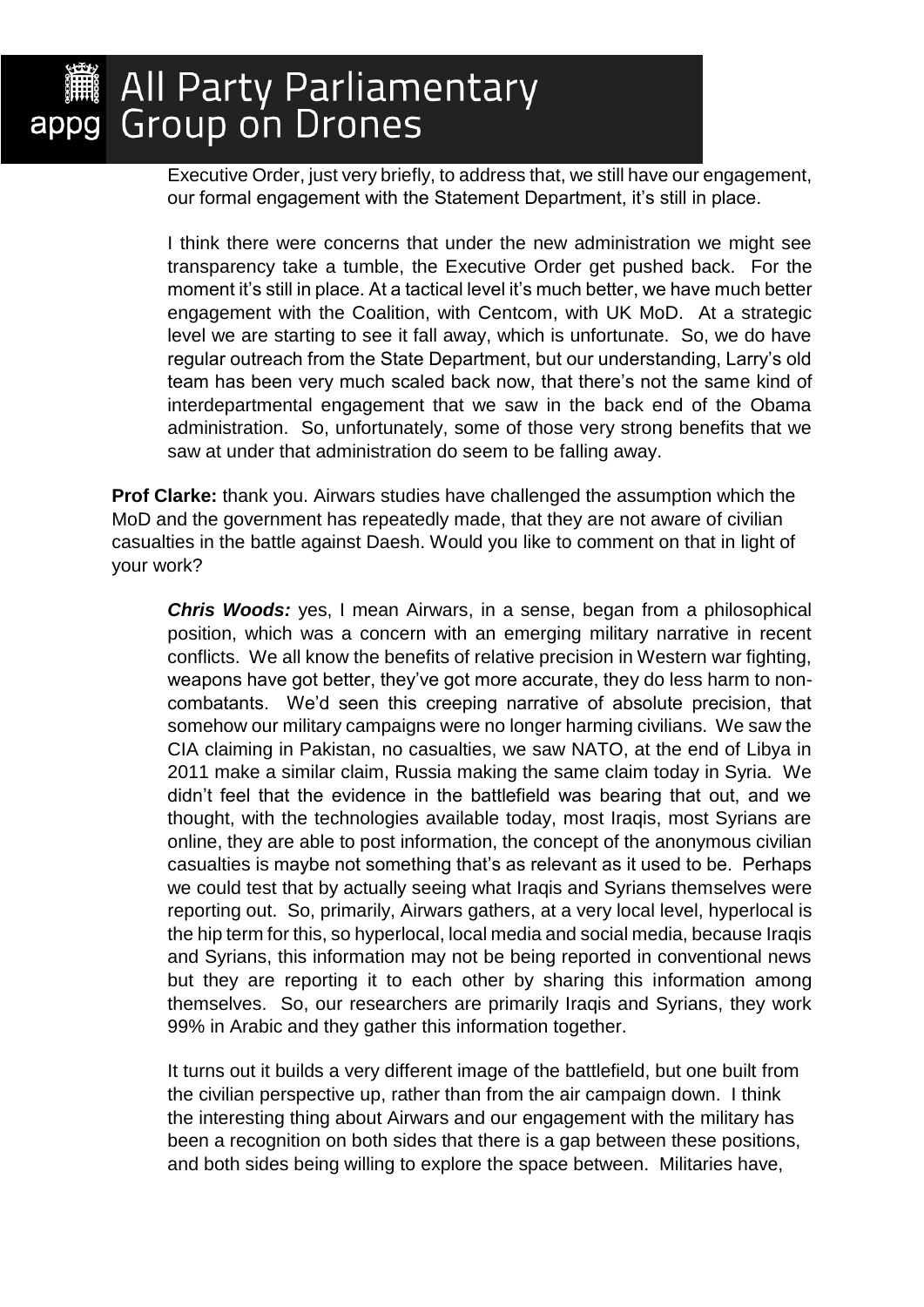Executive Order, just very briefly, to address that, we still have our engagement, our formal engagement with the Statement Department, it's still in place.

I think there were concerns that under the new administration we might see transparency take a tumble, the Executive Order get pushed back. For the moment it's still in place. At a tactical level it's much better, we have much better engagement with the Coalition, with Centcom, with UK MoD. At a strategic level we are starting to see it fall away, which is unfortunate. So, we do have regular outreach from the State Department, but our understanding, Larry's old team has been very much scaled back now, that there's not the same kind of interdepartmental engagement that we saw in the back end of the Obama administration. So, unfortunately, some of those very strong benefits that we saw at under that administration do seem to be falling away.

**Prof Clarke:** thank you. Airwars studies have challenged the assumption which the MoD and the government has repeatedly made, that they are not aware of civilian casualties in the battle against Daesh. Would you like to comment on that in light of your work?

***Chris Woods:*** yes, I mean Airwars, in a sense, began from a philosophical position, which was a concern with an emerging military narrative in recent conflicts. We all know the benefits of relative precision in Western war fighting, weapons have got better, they've got more accurate, they do less harm to non-combatants. We'd seen this creeping narrative of absolute precision, that somehow our military campaigns were no longer harming civilians. We saw the CIA claiming in Pakistan, no casualties, we saw NATO, at the end of Libya in 2011 make a similar claim, Russia making the same claim today in Syria. We didn't feel that the evidence in the battlefield was bearing that out, and we thought, with the technologies available today, most Iraqis, most Syrians are online, they are able to post information, the concept of the anonymous civilian casualties is maybe not something that's as relevant as it used to be. Perhaps we could test that by actually seeing what Iraqis and Syrians themselves were reporting out. So, primarily, Airwars gathers, at a very local level, hyperlocal is the hip term for this, so hyperlocal, local media and social media, because Iraqis and Syrians, this information may not be being reported in conventional news but they are reporting it to each other by sharing this information among themselves. So, our researchers are primarily Iraqis and Syrians, they work 99% in Arabic and they gather this information together.

It turns out it builds a very different image of the battlefield, but one built from the civilian perspective up, rather than from the air campaign down. I think the interesting thing about Airwars and our engagement with the military has been a recognition on both sides that there is a gap between these positions, and both sides being willing to explore the space between. Militaries have,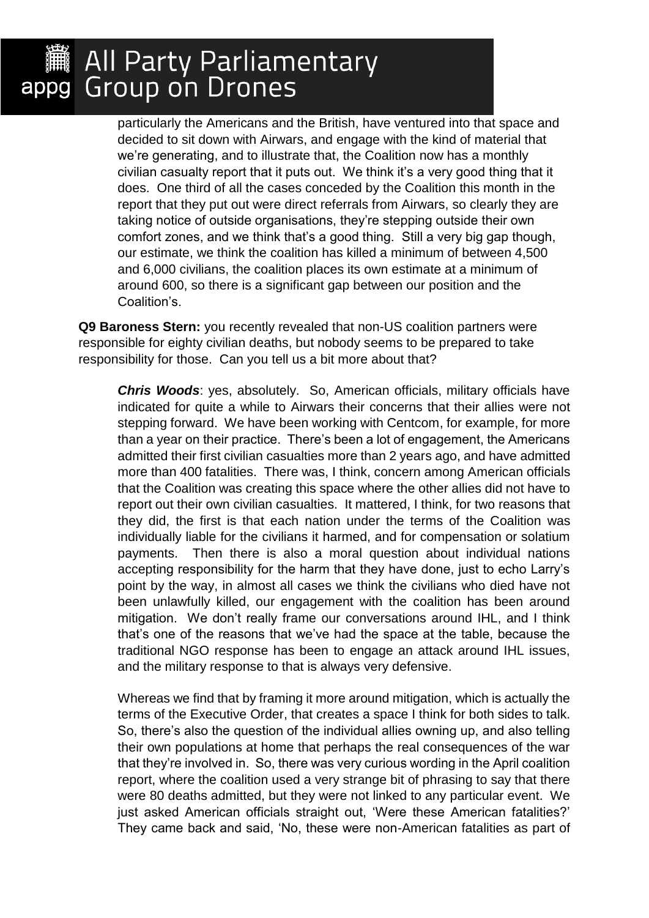particularly the Americans and the British, have ventured into that space and decided to sit down with Airwars, and engage with the kind of material that we're generating, and to illustrate that, the Coalition now has a monthly civilian casualty report that it puts out. We think it's a very good thing that it does. One third of all the cases conceded by the Coalition this month in the report that they put out were direct referrals from Airwars, so clearly they are taking notice of outside organisations, they're stepping outside their own comfort zones, and we think that's a good thing. Still a very big gap though, our estimate, we think the coalition has killed a minimum of between 4,500 and 6,000 civilians, the coalition places its own estimate at a minimum of around 600, so there is a significant gap between our position and the Coalition's.

**Q9 Baroness Stern:** you recently revealed that non-US coalition partners were responsible for eighty civilian deaths, but nobody seems to be prepared to take responsibility for those. Can you tell us a bit more about that?

> ***Chris Woods***: yes, absolutely. So, American officials, military officials have indicated for quite a while to Airwars their concerns that their allies were not stepping forward. We have been working with Centcom, for example, for more than a year on their practice. There's been a lot of engagement, the Americans admitted their first civilian casualties more than 2 years ago, and have admitted more than 400 fatalities. There was, I think, concern among American officials that the Coalition was creating this space where the other allies did not have to report out their own civilian casualties. It mattered, I think, for two reasons that they did, the first is that each nation under the terms of the Coalition was individually liable for the civilians it harmed, and for compensation or solatium payments. Then there is also a moral question about individual nations accepting responsibility for the harm that they have done, just to echo Larry's point by the way, in almost all cases we think the civilians who died have not been unlawfully killed, our engagement with the coalition has been around mitigation. We don't really frame our conversations around IHL, and I think that's one of the reasons that we've had the space at the table, because the traditional NGO response has been to engage an attack around IHL issues, and the military response to that is always very defensive.
>
> Whereas we find that by framing it more around mitigation, which is actually the terms of the Executive Order, that creates a space I think for both sides to talk. So, there's also the question of the individual allies owning up, and also telling their own populations at home that perhaps the real consequences of the war that they're involved in. So, there was very curious wording in the April coalition report, where the coalition used a very strange bit of phrasing to say that there were 80 deaths admitted, but they were not linked to any particular event. We just asked American officials straight out, 'Were these American fatalities?' They came back and said, 'No, these were non-American fatalities as part of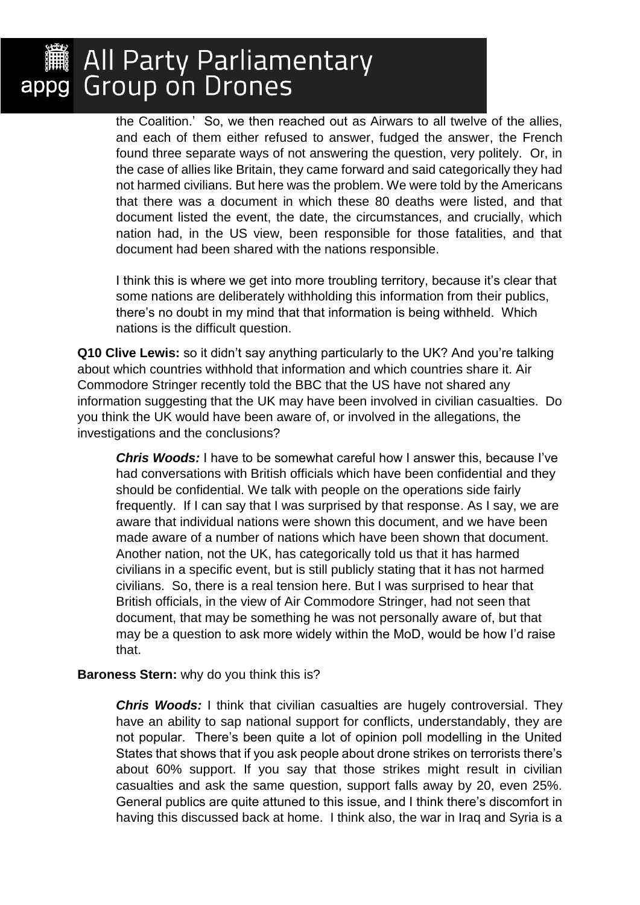the Coalition.' So, we then reached out as Airwars to all twelve of the allies, and each of them either refused to answer, fudged the answer, the French found three separate ways of not answering the question, very politely. Or, in the case of allies like Britain, they came forward and said categorically they had not harmed civilians. But here was the problem. We were told by the Americans that there was a document in which these 80 deaths were listed, and that document listed the event, the date, the circumstances, and crucially, which nation had, in the US view, been responsible for those fatalities, and that document had been shared with the nations responsible.

I think this is where we get into more troubling territory, because it's clear that some nations are deliberately withholding this information from their publics, there's no doubt in my mind that that information is being withheld. Which nations is the difficult question.

**Q10 Clive Lewis:** so it didn't say anything particularly to the UK? And you're talking about which countries withhold that information and which countries share it. Air Commodore Stringer recently told the BBC that the US have not shared any information suggesting that the UK may have been involved in civilian casualties. Do you think the UK would have been aware of, or involved in the allegations, the investigations and the conclusions?

***Chris Woods:*** I have to be somewhat careful how I answer this, because I've had conversations with British officials which have been confidential and they should be confidential. We talk with people on the operations side fairly frequently. If I can say that I was surprised by that response. As I say, we are aware that individual nations were shown this document, and we have been made aware of a number of nations which have been shown that document. Another nation, not the UK, has categorically told us that it has harmed civilians in a specific event, but is still publicly stating that it has not harmed civilians. So, there is a real tension here. But I was surprised to hear that British officials, in the view of Air Commodore Stringer, had not seen that document, that may be something he was not personally aware of, but that may be a question to ask more widely within the MoD, would be how I'd raise that.

**Baroness Stern:** why do you think this is?

***Chris Woods:*** I think that civilian casualties are hugely controversial. They have an ability to sap national support for conflicts, understandably, they are not popular. There's been quite a lot of opinion poll modelling in the United States that shows that if you ask people about drone strikes on terrorists there's about 60% support. If you say that those strikes might result in civilian casualties and ask the same question, support falls away by 20, even 25%. General publics are quite attuned to this issue, and I think there's discomfort in having this discussed back at home. I think also, the war in Iraq and Syria is a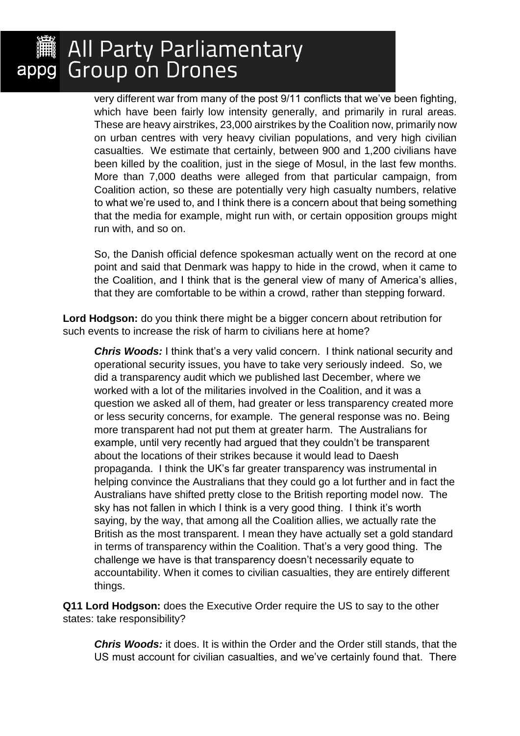very different war from many of the post 9/11 conflicts that we've been fighting, which have been fairly low intensity generally, and primarily in rural areas. These are heavy airstrikes, 23,000 airstrikes by the Coalition now, primarily now on urban centres with very heavy civilian populations, and very high civilian casualties. We estimate that certainly, between 900 and 1,200 civilians have been killed by the coalition, just in the siege of Mosul, in the last few months. More than 7,000 deaths were alleged from that particular campaign, from Coalition action, so these are potentially very high casualty numbers, relative to what we're used to, and I think there is a concern about that being something that the media for example, might run with, or certain opposition groups might run with, and so on.

So, the Danish official defence spokesman actually went on the record at one point and said that Denmark was happy to hide in the crowd, when it came to the Coalition, and I think that is the general view of many of America's allies, that they are comfortable to be within a crowd, rather than stepping forward.

**Lord Hodgson:** do you think there might be a bigger concern about retribution for such events to increase the risk of harm to civilians here at home?

> ***Chris Woods:*** I think that's a very valid concern. I think national security and operational security issues, you have to take very seriously indeed. So, we did a transparency audit which we published last December, where we worked with a lot of the militaries involved in the Coalition, and it was a question we asked all of them, had greater or less transparency created more or less security concerns, for example. The general response was no. Being more transparent had not put them at greater harm. The Australians for example, until very recently had argued that they couldn't be transparent about the locations of their strikes because it would lead to Daesh propaganda. I think the UK's far greater transparency was instrumental in helping convince the Australians that they could go a lot further and in fact the Australians have shifted pretty close to the British reporting model now. The sky has not fallen in which I think is a very good thing. I think it's worth saying, by the way, that among all the Coalition allies, we actually rate the British as the most transparent. I mean they have actually set a gold standard in terms of transparency within the Coalition. That's a very good thing. The challenge we have is that transparency doesn't necessarily equate to accountability. When it comes to civilian casualties, they are entirely different things.

**Q11 Lord Hodgson:** does the Executive Order require the US to say to the other states: take responsibility?

> ***Chris Woods:*** it does. It is within the Order and the Order still stands, that the US must account for civilian casualties, and we've certainly found that. There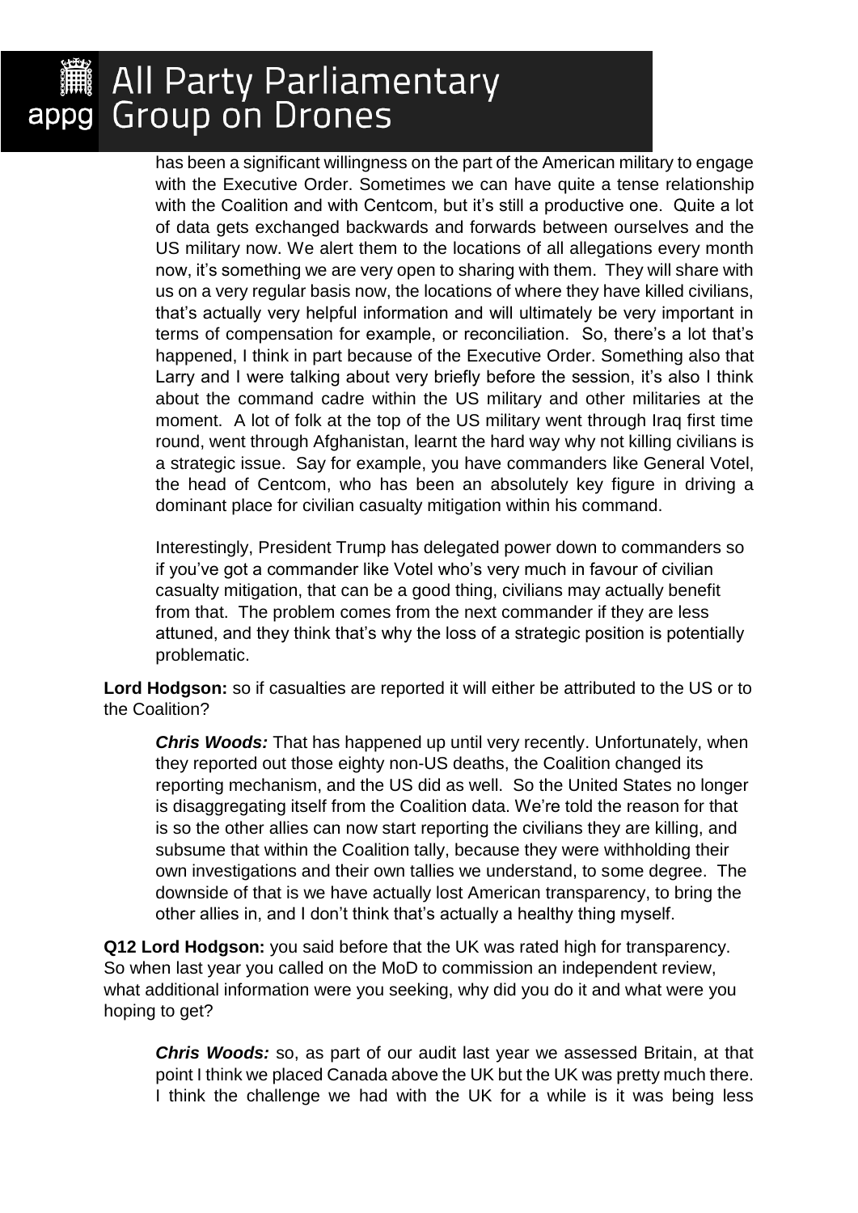has been a significant willingness on the part of the American military to engage with the Executive Order. Sometimes we can have quite a tense relationship with the Coalition and with Centcom, but it's still a productive one. Quite a lot of data gets exchanged backwards and forwards between ourselves and the US military now. We alert them to the locations of all allegations every month now, it's something we are very open to sharing with them. They will share with us on a very regular basis now, the locations of where they have killed civilians, that's actually very helpful information and will ultimately be very important in terms of compensation for example, or reconciliation. So, there's a lot that's happened, I think in part because of the Executive Order. Something also that Larry and I were talking about very briefly before the session, it's also I think about the command cadre within the US military and other militaries at the moment. A lot of folk at the top of the US military went through Iraq first time round, went through Afghanistan, learnt the hard way why not killing civilians is a strategic issue. Say for example, you have commanders like General Votel, the head of Centcom, who has been an absolutely key figure in driving a dominant place for civilian casualty mitigation within his command.

Interestingly, President Trump has delegated power down to commanders so if you've got a commander like Votel who's very much in favour of civilian casualty mitigation, that can be a good thing, civilians may actually benefit from that. The problem comes from the next commander if they are less attuned, and they think that's why the loss of a strategic position is potentially problematic.

**Lord Hodgson:** so if casualties are reported it will either be attributed to the US or to the Coalition?

***Chris Woods:*** That has happened up until very recently. Unfortunately, when they reported out those eighty non-US deaths, the Coalition changed its reporting mechanism, and the US did as well. So the United States no longer is disaggregating itself from the Coalition data. We're told the reason for that is so the other allies can now start reporting the civilians they are killing, and subsume that within the Coalition tally, because they were withholding their own investigations and their own tallies we understand, to some degree. The downside of that is we have actually lost American transparency, to bring the other allies in, and I don't think that's actually a healthy thing myself.

**Q12 Lord Hodgson:** you said before that the UK was rated high for transparency. So when last year you called on the MoD to commission an independent review, what additional information were you seeking, why did you do it and what were you hoping to get?

***Chris Woods:*** so, as part of our audit last year we assessed Britain, at that point I think we placed Canada above the UK but the UK was pretty much there. I think the challenge we had with the UK for a while is it was being less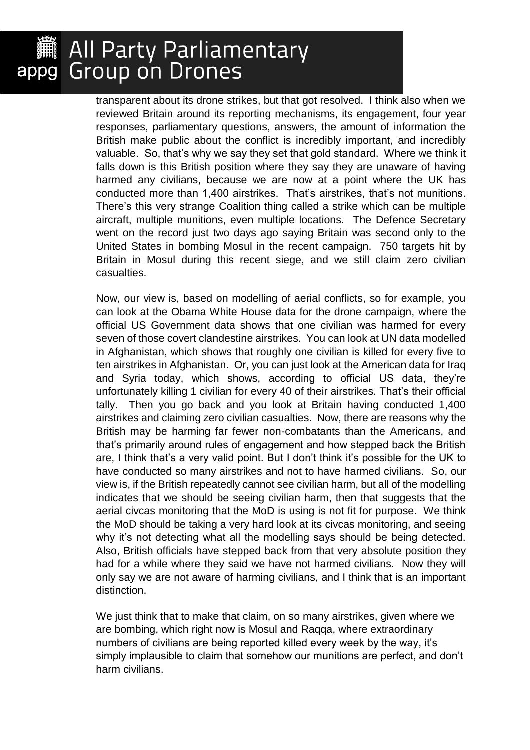transparent about its drone strikes, but that got resolved. I think also when we reviewed Britain around its reporting mechanisms, its engagement, four year responses, parliamentary questions, answers, the amount of information the British make public about the conflict is incredibly important, and incredibly valuable. So, that's why we say they set that gold standard. Where we think it falls down is this British position where they say they are unaware of having harmed any civilians, because we are now at a point where the UK has conducted more than 1,400 airstrikes. That's airstrikes, that's not munitions. There's this very strange Coalition thing called a strike which can be multiple aircraft, multiple munitions, even multiple locations. The Defence Secretary went on the record just two days ago saying Britain was second only to the United States in bombing Mosul in the recent campaign. 750 targets hit by Britain in Mosul during this recent siege, and we still claim zero civilian casualties.

Now, our view is, based on modelling of aerial conflicts, so for example, you can look at the Obama White House data for the drone campaign, where the official US Government data shows that one civilian was harmed for every seven of those covert clandestine airstrikes. You can look at UN data modelled in Afghanistan, which shows that roughly one civilian is killed for every five to ten airstrikes in Afghanistan. Or, you can just look at the American data for Iraq and Syria today, which shows, according to official US data, they're unfortunately killing 1 civilian for every 40 of their airstrikes. That's their official tally. Then you go back and you look at Britain having conducted 1,400 airstrikes and claiming zero civilian casualties. Now, there are reasons why the British may be harming far fewer non-combatants than the Americans, and that's primarily around rules of engagement and how stepped back the British are, I think that's a very valid point. But I don't think it's possible for the UK to have conducted so many airstrikes and not to have harmed civilians. So, our view is, if the British repeatedly cannot see civilian harm, but all of the modelling indicates that we should be seeing civilian harm, then that suggests that the aerial civcas monitoring that the MoD is using is not fit for purpose. We think the MoD should be taking a very hard look at its civcas monitoring, and seeing why it's not detecting what all the modelling says should be being detected. Also, British officials have stepped back from that very absolute position they had for a while where they said we have not harmed civilians. Now they will only say we are not aware of harming civilians, and I think that is an important distinction.

We just think that to make that claim, on so many airstrikes, given where we are bombing, which right now is Mosul and Raqqa, where extraordinary numbers of civilians are being reported killed every week by the way, it's simply implausible to claim that somehow our munitions are perfect, and don't harm civilians.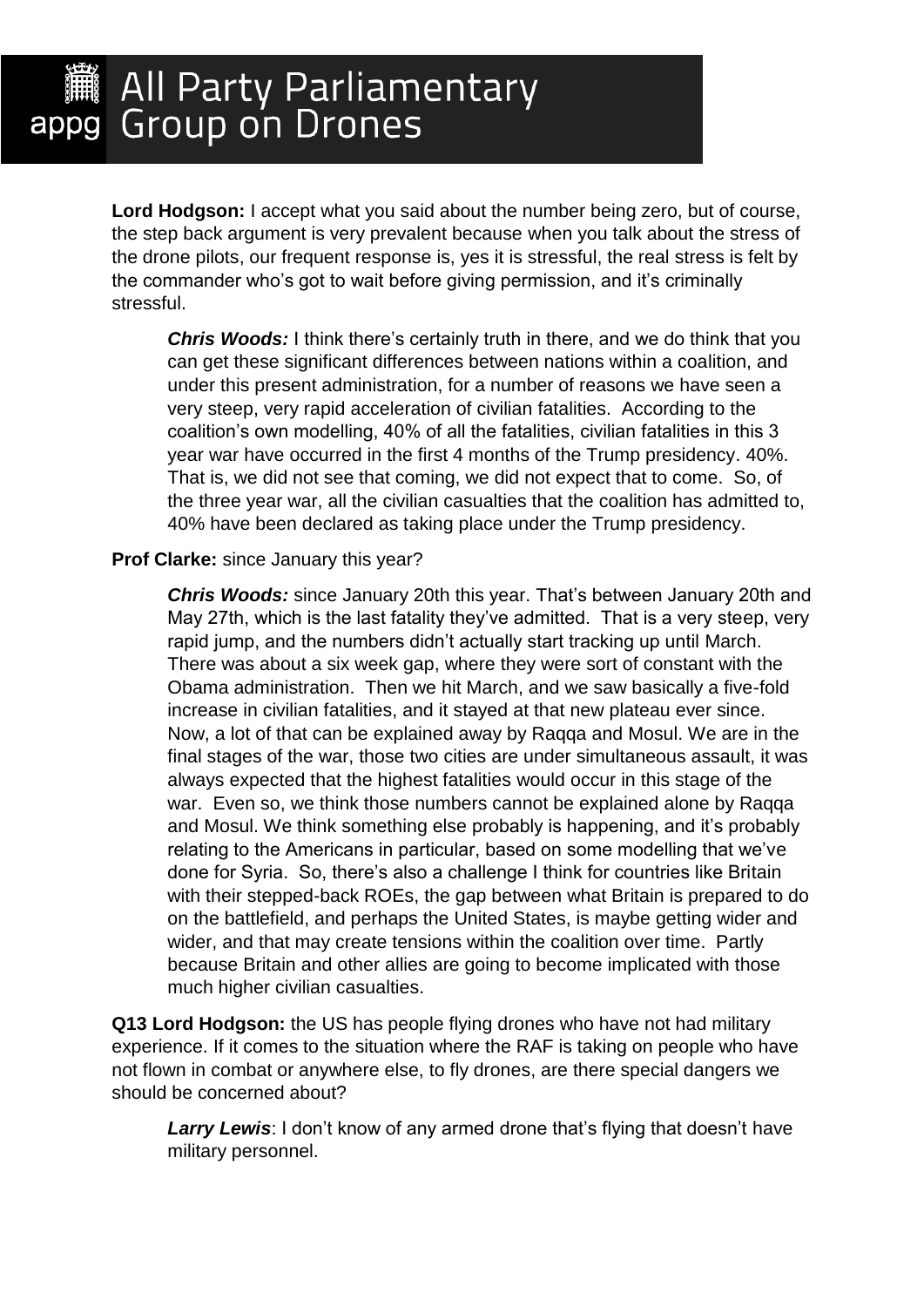**Lord Hodgson:** I accept what you said about the number being zero, but of course, the step back argument is very prevalent because when you talk about the stress of the drone pilots, our frequent response is, yes it is stressful, the real stress is felt by the commander who's got to wait before giving permission, and it's criminally stressful.

> ***Chris Woods:*** I think there's certainly truth in there, and we do think that you can get these significant differences between nations within a coalition, and under this present administration, for a number of reasons we have seen a very steep, very rapid acceleration of civilian fatalities. According to the coalition's own modelling, 40% of all the fatalities, civilian fatalities in this 3 year war have occurred in the first 4 months of the Trump presidency. 40%. That is, we did not see that coming, we did not expect that to come. So, of the three year war, all the civilian casualties that the coalition has admitted to, 40% have been declared as taking place under the Trump presidency.

**Prof Clarke:** since January this year?

> ***Chris Woods:*** since January 20th this year. That's between January 20th and May 27th, which is the last fatality they've admitted. That is a very steep, very rapid jump, and the numbers didn't actually start tracking up until March. There was about a six week gap, where they were sort of constant with the Obama administration. Then we hit March, and we saw basically a five-fold increase in civilian fatalities, and it stayed at that new plateau ever since. Now, a lot of that can be explained away by Raqqa and Mosul. We are in the final stages of the war, those two cities are under simultaneous assault, it was always expected that the highest fatalities would occur in this stage of the war. Even so, we think those numbers cannot be explained alone by Raqqa and Mosul. We think something else probably is happening, and it's probably relating to the Americans in particular, based on some modelling that we've done for Syria. So, there's also a challenge I think for countries like Britain with their stepped-back ROEs, the gap between what Britain is prepared to do on the battlefield, and perhaps the United States, is maybe getting wider and wider, and that may create tensions within the coalition over time. Partly because Britain and other allies are going to become implicated with those much higher civilian casualties.

**Q13 Lord Hodgson:** the US has people flying drones who have not had military experience. If it comes to the situation where the RAF is taking on people who have not flown in combat or anywhere else, to fly drones, are there special dangers we should be concerned about?

> ***Larry Lewis***: I don't know of any armed drone that's flying that doesn't have military personnel.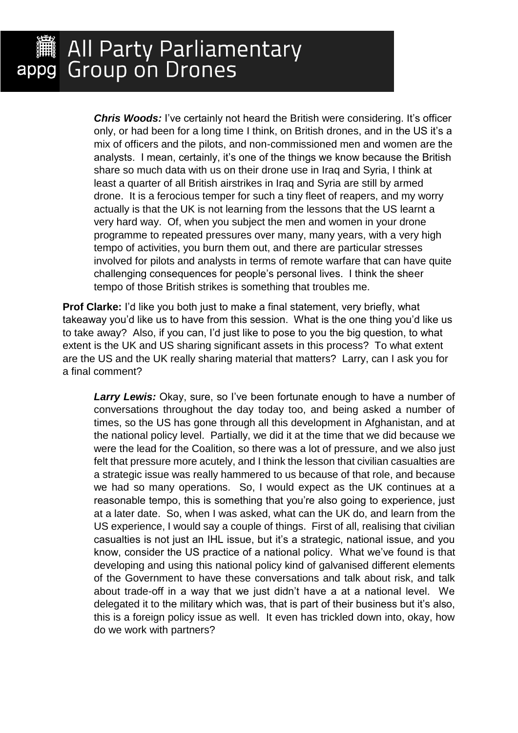*Chris Woods:* I've certainly not heard the British were considering. It's officer only, or had been for a long time I think, on British drones, and in the US it's a mix of officers and the pilots, and non-commissioned men and women are the analysts. I mean, certainly, it's one of the things we know because the British share so much data with us on their drone use in Iraq and Syria, I think at least a quarter of all British airstrikes in Iraq and Syria are still by armed drone. It is a ferocious temper for such a tiny fleet of reapers, and my worry actually is that the UK is not learning from the lessons that the US learnt a very hard way. Of, when you subject the men and women in your drone programme to repeated pressures over many, many years, with a very high tempo of activities, you burn them out, and there are particular stresses involved for pilots and analysts in terms of remote warfare that can have quite challenging consequences for people's personal lives. I think the sheer tempo of those British strikes is something that troubles me.

**Prof Clarke:** I'd like you both just to make a final statement, very briefly, what takeaway you'd like us to have from this session. What is the one thing you'd like us to take away? Also, if you can, I'd just like to pose to you the big question, to what extent is the UK and US sharing significant assets in this process? To what extent are the US and the UK really sharing material that matters? Larry, can I ask you for a final comment?

*Larry Lewis:* Okay, sure, so I've been fortunate enough to have a number of conversations throughout the day today too, and being asked a number of times, so the US has gone through all this development in Afghanistan, and at the national policy level. Partially, we did it at the time that we did because we were the lead for the Coalition, so there was a lot of pressure, and we also just felt that pressure more acutely, and I think the lesson that civilian casualties are a strategic issue was really hammered to us because of that role, and because we had so many operations. So, I would expect as the UK continues at a reasonable tempo, this is something that you're also going to experience, just at a later date. So, when I was asked, what can the UK do, and learn from the US experience, I would say a couple of things. First of all, realising that civilian casualties is not just an IHL issue, but it's a strategic, national issue, and you know, consider the US practice of a national policy. What we've found is that developing and using this national policy kind of galvanised different elements of the Government to have these conversations and talk about risk, and talk about trade-off in a way that we just didn't have a at a national level. We delegated it to the military which was, that is part of their business but it's also, this is a foreign policy issue as well. It even has trickled down into, okay, how do we work with partners?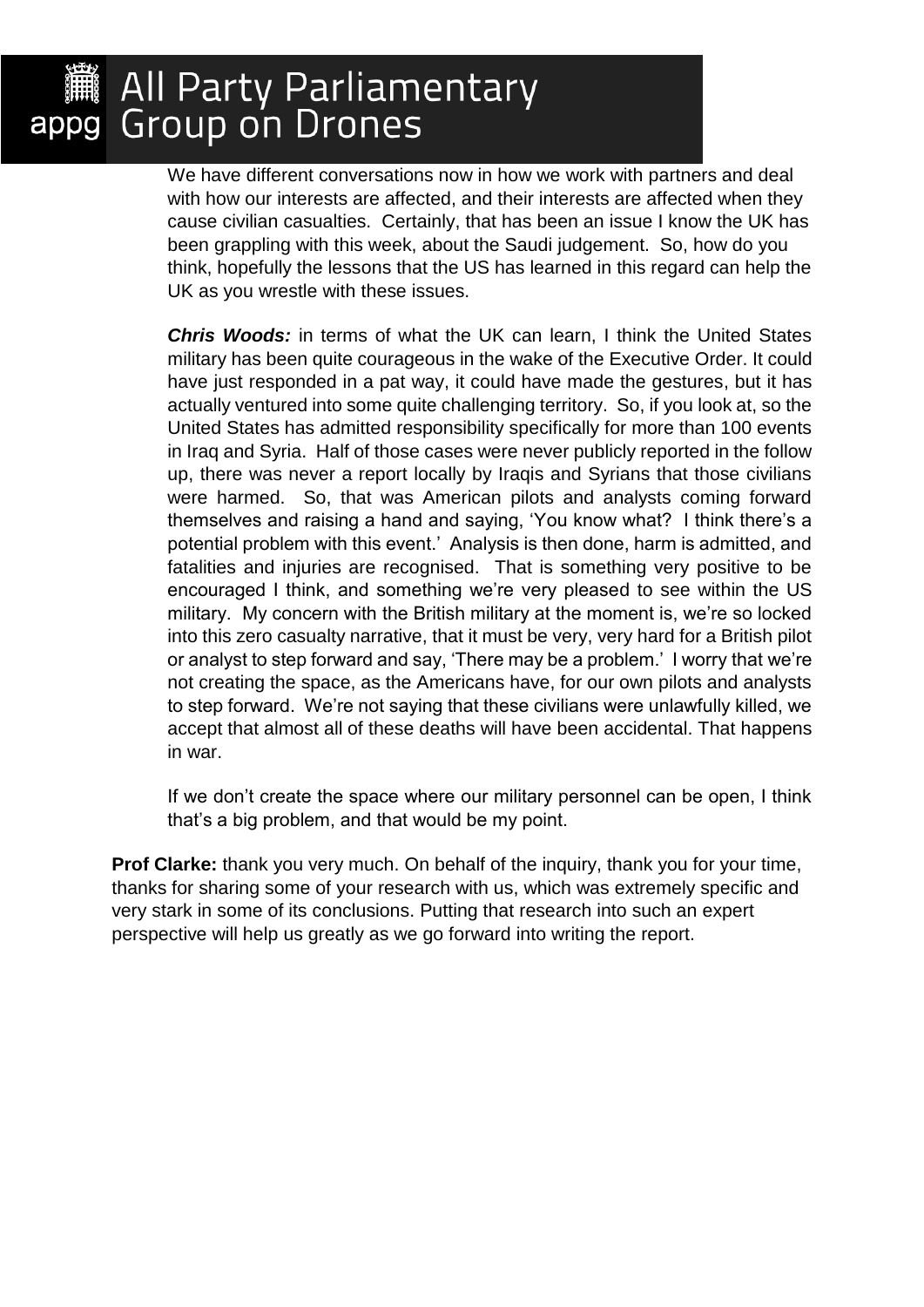We have different conversations now in how we work with partners and deal with how our interests are affected, and their interests are affected when they cause civilian casualties. Certainly, that has been an issue I know the UK has been grappling with this week, about the Saudi judgement. So, how do you think, hopefully the lessons that the US has learned in this regard can help the UK as you wrestle with these issues.

***Chris Woods:*** in terms of what the UK can learn, I think the United States military has been quite courageous in the wake of the Executive Order. It could have just responded in a pat way, it could have made the gestures, but it has actually ventured into some quite challenging territory. So, if you look at, so the United States has admitted responsibility specifically for more than 100 events in Iraq and Syria. Half of those cases were never publicly reported in the follow up, there was never a report locally by Iraqis and Syrians that those civilians were harmed. So, that was American pilots and analysts coming forward themselves and raising a hand and saying, 'You know what? I think there's a potential problem with this event.' Analysis is then done, harm is admitted, and fatalities and injuries are recognised. That is something very positive to be encouraged I think, and something we're very pleased to see within the US military. My concern with the British military at the moment is, we're so locked into this zero casualty narrative, that it must be very, very hard for a British pilot or analyst to step forward and say, 'There may be a problem.' I worry that we're not creating the space, as the Americans have, for our own pilots and analysts to step forward. We're not saying that these civilians were unlawfully killed, we accept that almost all of these deaths will have been accidental. That happens in war.

If we don't create the space where our military personnel can be open, I think that's a big problem, and that would be my point.

**Prof Clarke:** thank you very much. On behalf of the inquiry, thank you for your time, thanks for sharing some of your research with us, which was extremely specific and very stark in some of its conclusions. Putting that research into such an expert perspective will help us greatly as we go forward into writing the report.